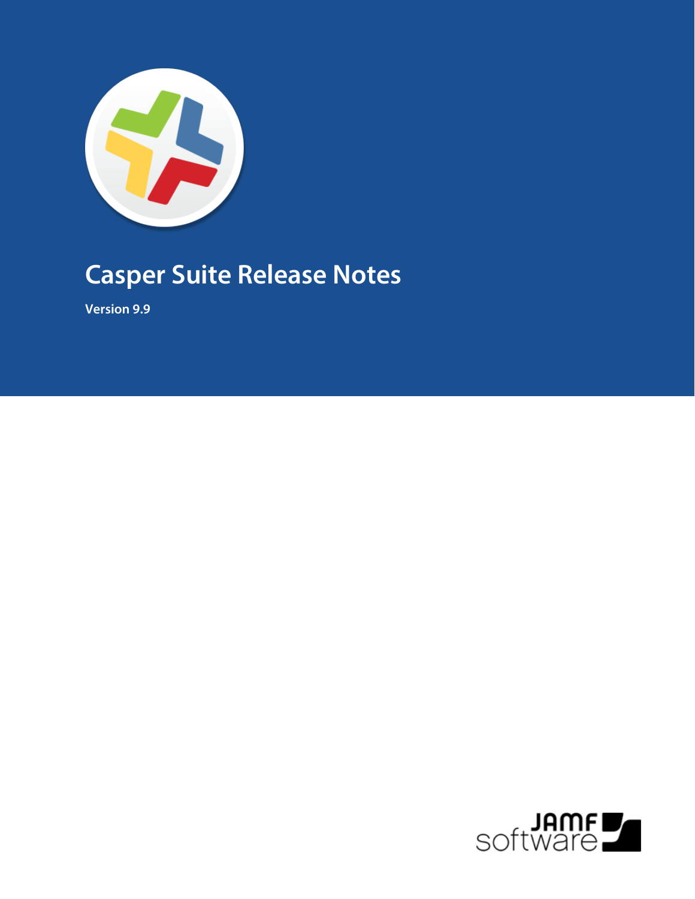# Casper Suite Release Notes

**Version 9.9**

JAMF software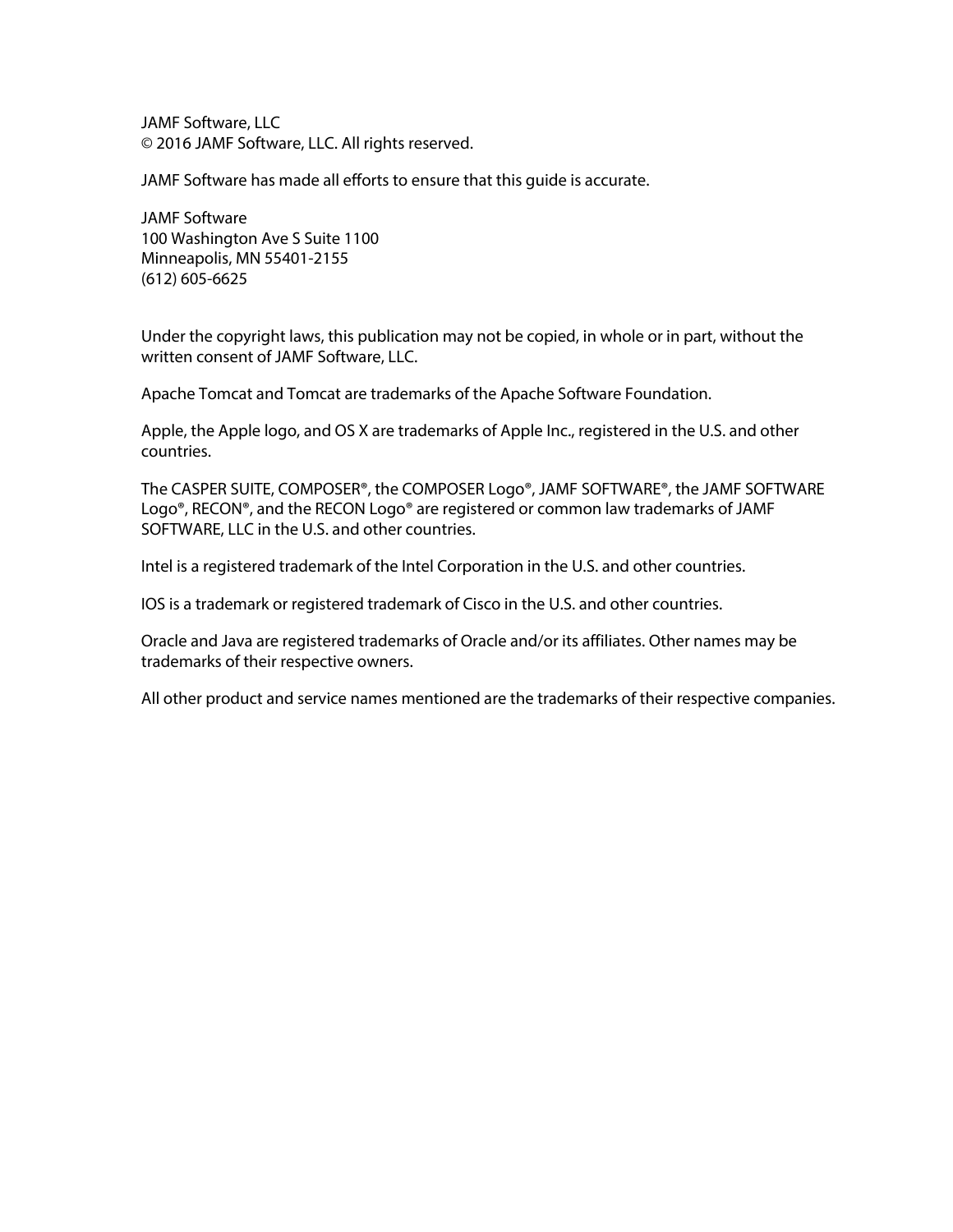JAMF Software, LLC
© 2016 JAMF Software, LLC. All rights reserved.

JAMF Software has made all efforts to ensure that this guide is accurate.

JAMF Software
100 Washington Ave S Suite 1100
Minneapolis, MN 55401-2155
(612) 605-6625

Under the copyright laws, this publication may not be copied, in whole or in part, without the written consent of JAMF Software, LLC.

Apache Tomcat and Tomcat are trademarks of the Apache Software Foundation.

Apple, the Apple logo, and OS X are trademarks of Apple Inc., registered in the U.S. and other countries.

The CASPER SUITE, COMPOSER®, the COMPOSER Logo®, JAMF SOFTWARE®, the JAMF SOFTWARE Logo®, RECON®, and the RECON Logo® are registered or common law trademarks of JAMF SOFTWARE, LLC in the U.S. and other countries.

Intel is a registered trademark of the Intel Corporation in the U.S. and other countries.

IOS is a trademark or registered trademark of Cisco in the U.S. and other countries.

Oracle and Java are registered trademarks of Oracle and/or its affiliates. Other names may be trademarks of their respective owners.

All other product and service names mentioned are the trademarks of their respective companies.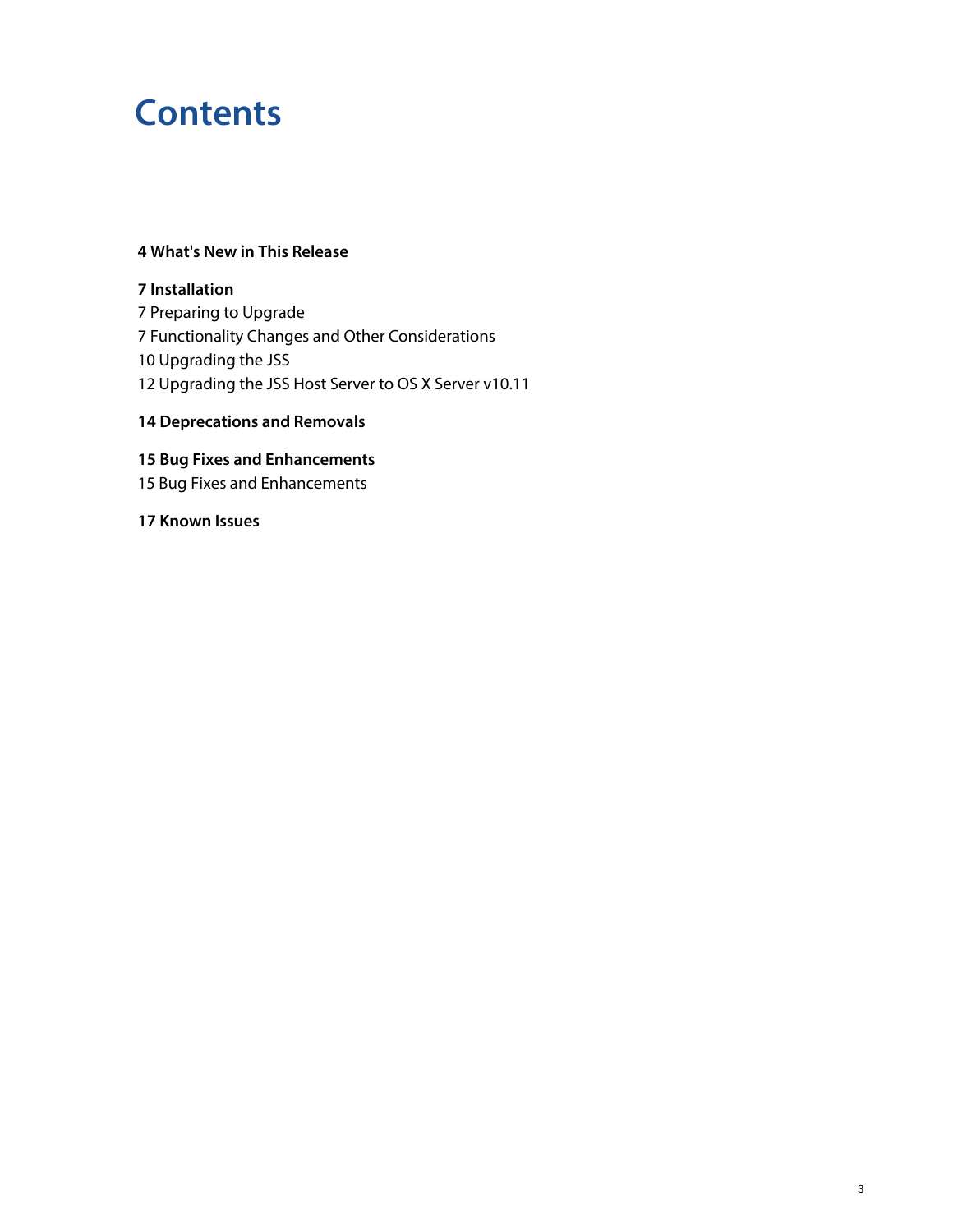# Contents

**4 What's New in This Release**

**7 Installation**

7 Preparing to Upgrade

7 Functionality Changes and Other Considerations

10 Upgrading the JSS

12 Upgrading the JSS Host Server to OS X Server v10.11

**14 Deprecations and Removals**

**15 Bug Fixes and Enhancements**

15 Bug Fixes and Enhancements

**17 Known Issues**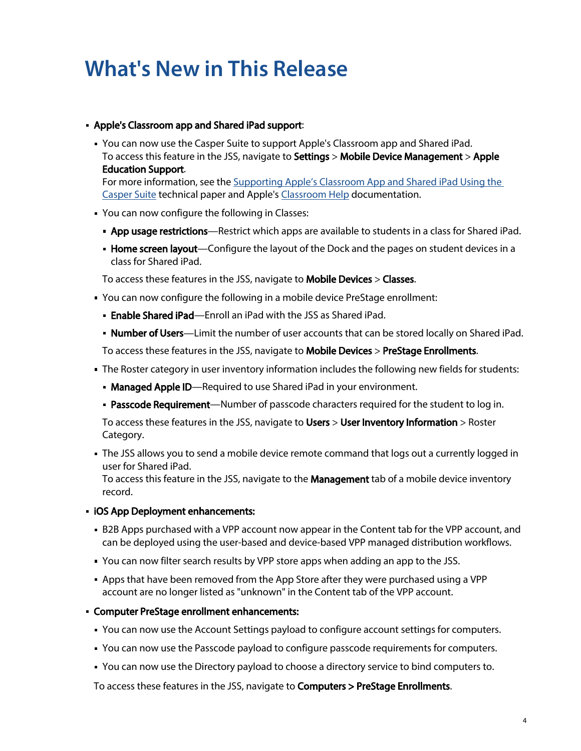# What's New in This Release

- **Apple's Classroom app and Shared iPad support**:
  - You can now use the Casper Suite to support Apple's Classroom app and Shared iPad.
    To access this feature in the JSS, navigate to **Settings** > **Mobile Device Management** > **Apple Education Support**.
    For more information, see the Supporting Apple's Classroom App and Shared iPad Using the Casper Suite technical paper and Apple's Classroom Help documentation.
  - You can now configure the following in Classes:
    - **App usage restrictions**—Restrict which apps are available to students in a class for Shared iPad.
    - **Home screen layout**—Configure the layout of the Dock and the pages on student devices in a class for Shared iPad.

    To access these features in the JSS, navigate to **Mobile Devices** > **Classes**.
  - You can now configure the following in a mobile device PreStage enrollment:
    - **Enable Shared iPad**—Enroll an iPad with the JSS as Shared iPad.
    - **Number of Users**—Limit the number of user accounts that can be stored locally on Shared iPad.

    To access these features in the JSS, navigate to **Mobile Devices** > **PreStage Enrollments**.
  - The Roster category in user inventory information includes the following new fields for students:
    - **Managed Apple ID**—Required to use Shared iPad in your environment.
    - **Passcode Requirement**—Number of passcode characters required for the student to log in.

    To access these features in the JSS, navigate to **Users** > **User Inventory Information** > Roster Category.
  - The JSS allows you to send a mobile device remote command that logs out a currently logged in user for Shared iPad.
    To access this feature in the JSS, navigate to the **Management** tab of a mobile device inventory record.
- **iOS App Deployment enhancements:**
  - B2B Apps purchased with a VPP account now appear in the Content tab for the VPP account, and can be deployed using the user-based and device-based VPP managed distribution workflows.
  - You can now filter search results by VPP store apps when adding an app to the JSS.
  - Apps that have been removed from the App Store after they were purchased using a VPP account are no longer listed as "unknown" in the Content tab of the VPP account.
- **Computer PreStage enrollment enhancements:**
  - You can now use the Account Settings payload to configure account settings for computers.
  - You can now use the Passcode payload to configure passcode requirements for computers.
  - You can now use the Directory payload to choose a directory service to bind computers to.

  To access these features in the JSS, navigate to **Computers > PreStage Enrollments**.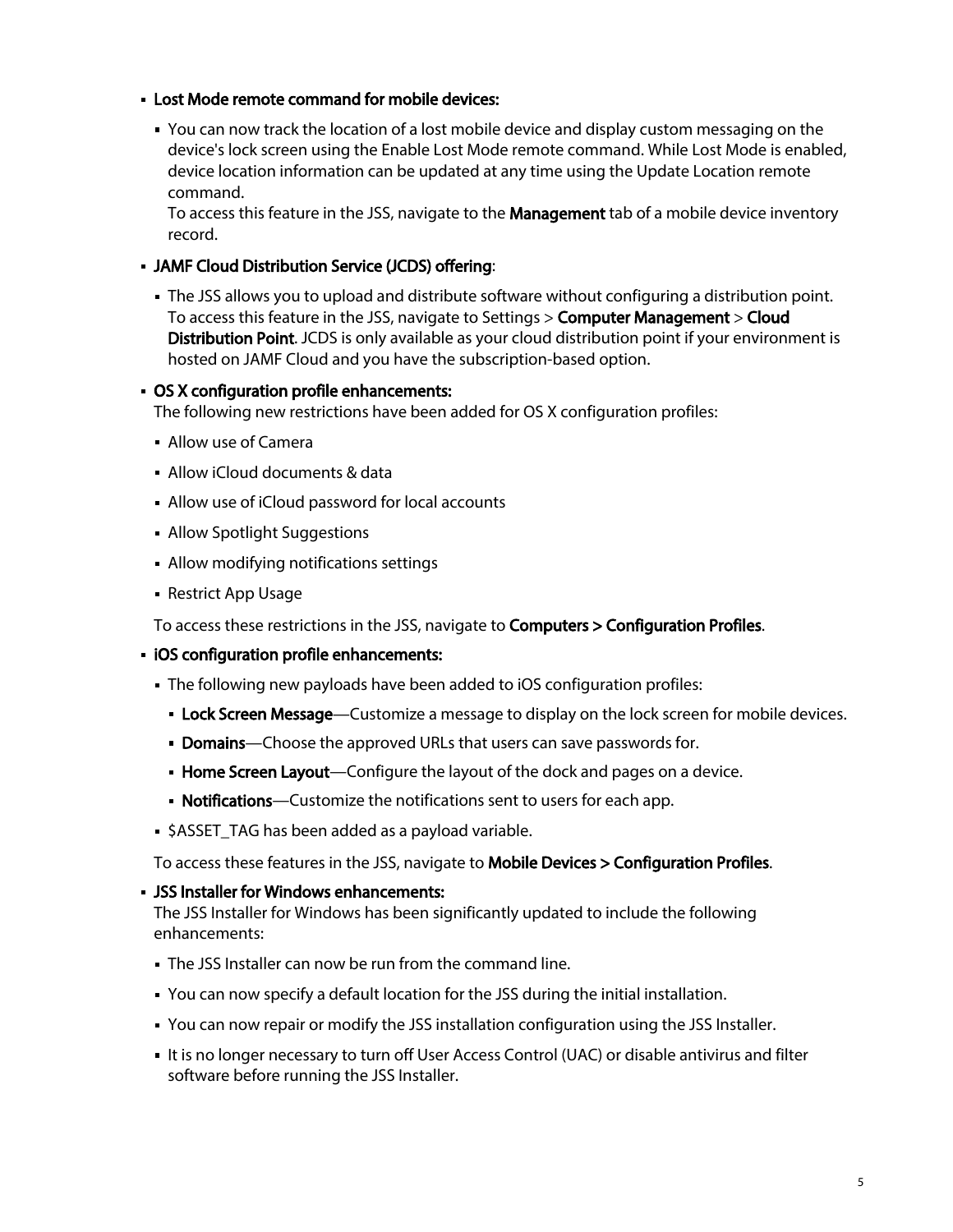- **Lost Mode remote command for mobile devices:**
  - You can now track the location of a lost mobile device and display custom messaging on the device's lock screen using the Enable Lost Mode remote command. While Lost Mode is enabled, device location information can be updated at any time using the Update Location remote command.
    To access this feature in the JSS, navigate to the **Management** tab of a mobile device inventory record.
- **JAMF Cloud Distribution Service (JCDS) offering**:
  - The JSS allows you to upload and distribute software without configuring a distribution point. To access this feature in the JSS, navigate to Settings > **Computer Management** > **Cloud Distribution Point**. JCDS is only available as your cloud distribution point if your environment is hosted on JAMF Cloud and you have the subscription-based option.
- **OS X configuration profile enhancements:**
  The following new restrictions have been added for OS X configuration profiles:
  - Allow use of Camera
  - Allow iCloud documents & data
  - Allow use of iCloud password for local accounts
  - Allow Spotlight Suggestions
  - Allow modifying notifications settings
  - Restrict App Usage

  To access these restrictions in the JSS, navigate to **Computers > Configuration Profiles**.
- **iOS configuration profile enhancements:**
  - The following new payloads have been added to iOS configuration profiles:
    - **Lock Screen Message**—Customize a message to display on the lock screen for mobile devices.
    - **Domains**—Choose the approved URLs that users can save passwords for.
    - **Home Screen Layout**—Configure the layout of the dock and pages on a device.
    - **Notifications**—Customize the notifications sent to users for each app.
  - $ASSET_TAG has been added as a payload variable.

  To access these features in the JSS, navigate to **Mobile Devices > Configuration Profiles**.
- **JSS Installer for Windows enhancements:**
  The JSS Installer for Windows has been significantly updated to include the following enhancements:
  - The JSS Installer can now be run from the command line.
  - You can now specify a default location for the JSS during the initial installation.
  - You can now repair or modify the JSS installation configuration using the JSS Installer.
  - It is no longer necessary to turn off User Access Control (UAC) or disable antivirus and filter software before running the JSS Installer.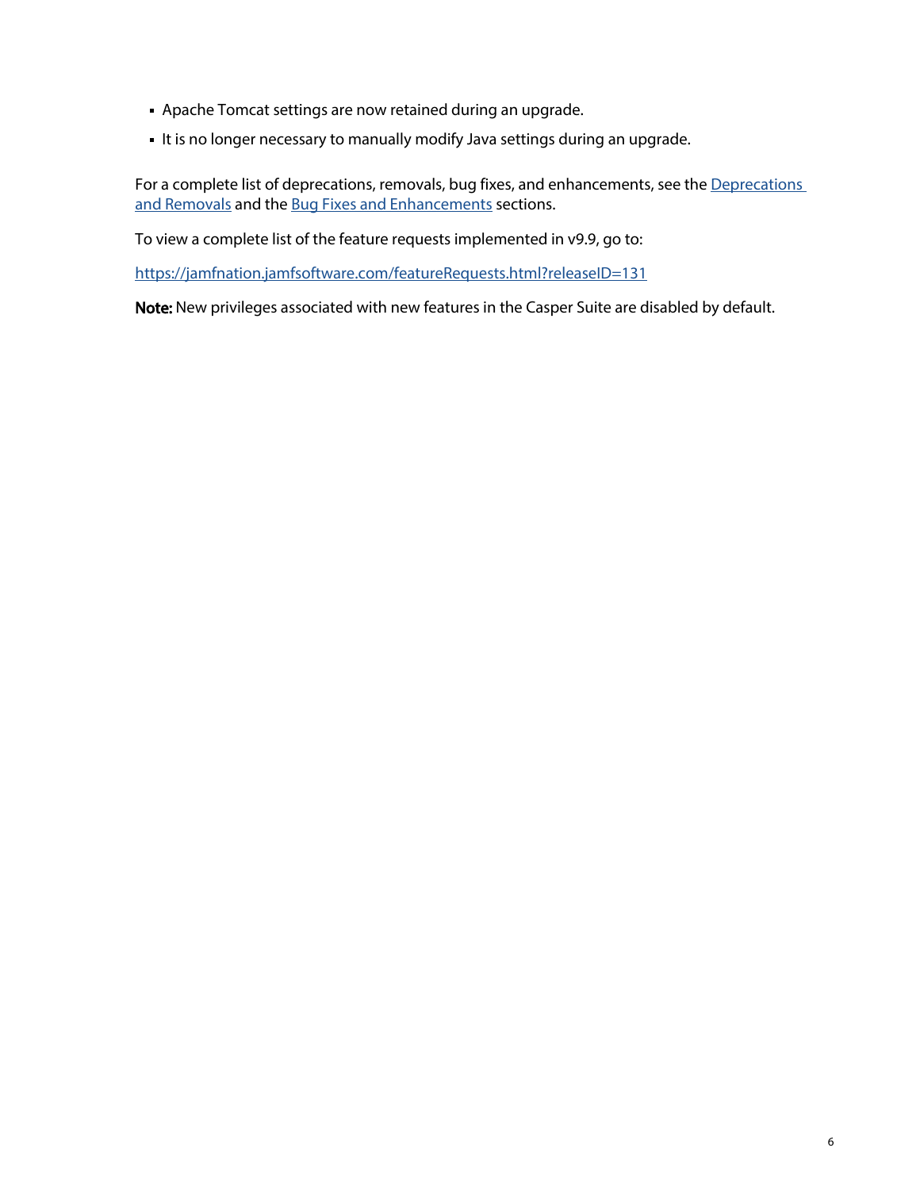- Apache Tomcat settings are now retained during an upgrade.
- It is no longer necessary to manually modify Java settings during an upgrade.

For a complete list of deprecations, removals, bug fixes, and enhancements, see the [Deprecations and Removals]() and the [Bug Fixes and Enhancements]() sections.

To view a complete list of the feature requests implemented in v9.9, go to:

[https://jamfnation.jamfsoftware.com/featureRequests.html?releaseID=131](https://jamfnation.jamfsoftware.com/featureRequests.html?releaseID=131)

**Note:** New privileges associated with new features in the Casper Suite are disabled by default.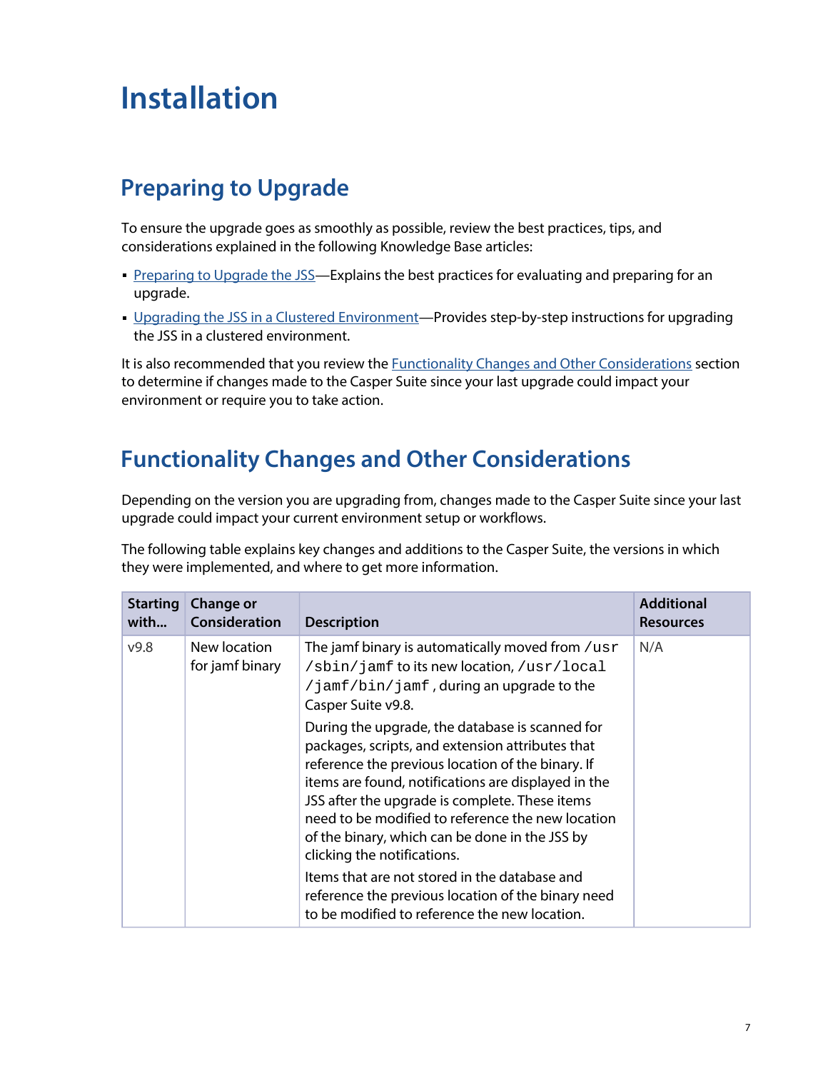# Installation

## Preparing to Upgrade

To ensure the upgrade goes as smoothly as possible, review the best practices, tips, and considerations explained in the following Knowledge Base articles:

- Preparing to Upgrade the JSS—Explains the best practices for evaluating and preparing for an upgrade.
- Upgrading the JSS in a Clustered Environment—Provides step-by-step instructions for upgrading the JSS in a clustered environment.

It is also recommended that you review the Functionality Changes and Other Considerations section to determine if changes made to the Casper Suite since your last upgrade could impact your environment or require you to take action.

## Functionality Changes and Other Considerations

Depending on the version you are upgrading from, changes made to the Casper Suite since your last upgrade could impact your current environment setup or workflows.

The following table explains key changes and additions to the Casper Suite, the versions in which they were implemented, and where to get more information.

| Starting with... | Change or Consideration | Description | Additional Resources |
|---|---|---|---|
| v9.8 | New location for jamf binary | The jamf binary is automatically moved from `/usr/sbin/jamf` to its new location, `/usr/local/jamf/bin/jamf`, during an upgrade to the Casper Suite v9.8.<br><br>During the upgrade, the database is scanned for packages, scripts, and extension attributes that reference the previous location of the binary. If items are found, notifications are displayed in the JSS after the upgrade is complete. These items need to be modified to reference the new location of the binary, which can be done in the JSS by clicking the notifications.<br><br>Items that are not stored in the database and reference the previous location of the binary need to be modified to reference the new location. | N/A |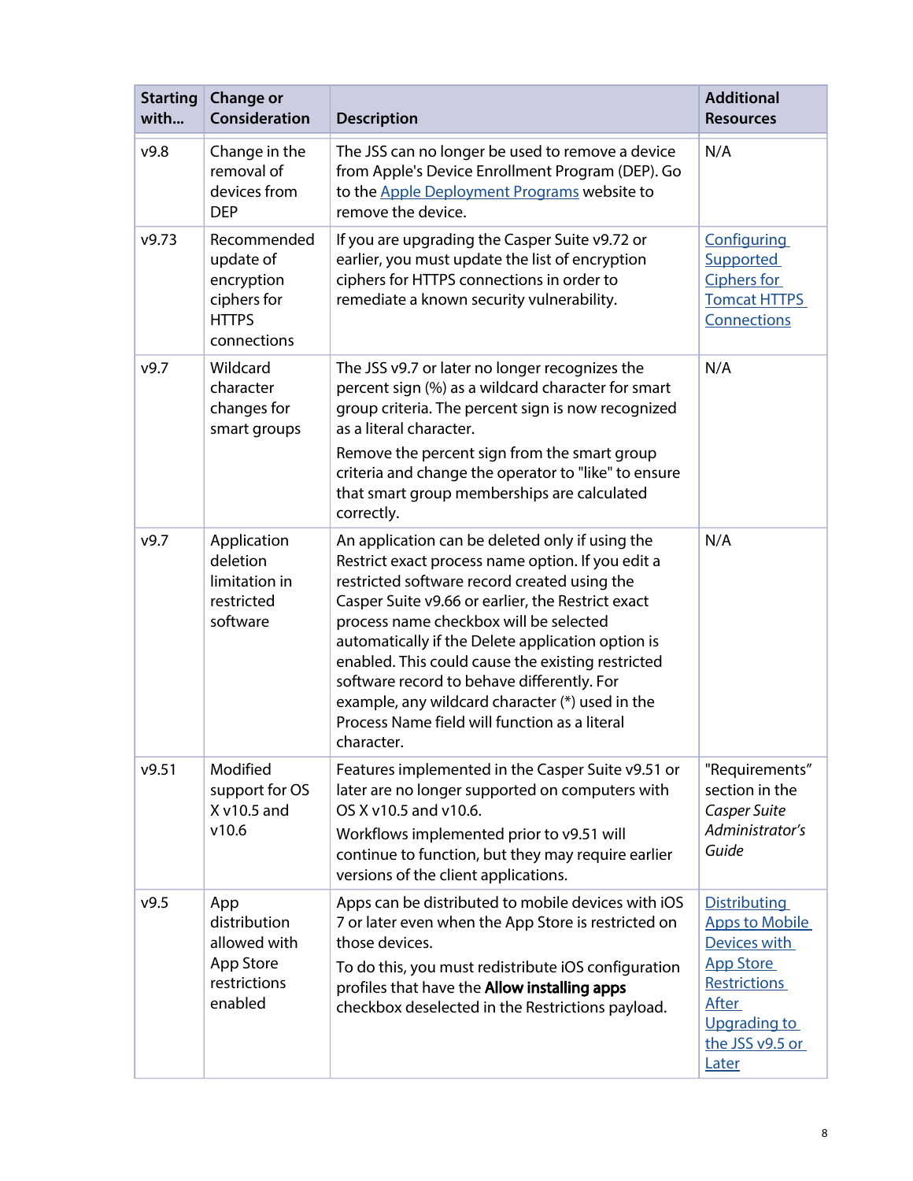| Starting with... | Change or Consideration | Description | Additional Resources |
|---|---|---|---|
| v9.8 | Change in the removal of devices from DEP | The JSS can no longer be used to remove a device from Apple's Device Enrollment Program (DEP). Go to the Apple Deployment Programs website to remove the device. | N/A |
| v9.73 | Recommended update of encryption ciphers for HTTPS connections | If you are upgrading the Casper Suite v9.72 or earlier, you must update the list of encryption ciphers for HTTPS connections in order to remediate a known security vulnerability. | Configuring Supported Ciphers for Tomcat HTTPS Connections |
| v9.7 | Wildcard character changes for smart groups | The JSS v9.7 or later no longer recognizes the percent sign (%) as a wildcard character for smart group criteria. The percent sign is now recognized as a literal character.<br><br>Remove the percent sign from the smart group criteria and change the operator to "like" to ensure that smart group memberships are calculated correctly. | N/A |
| v9.7 | Application deletion limitation in restricted software | An application can be deleted only if using the Restrict exact process name option. If you edit a restricted software record created using the Casper Suite v9.66 or earlier, the Restrict exact process name checkbox will be selected automatically if the Delete application option is enabled. This could cause the existing restricted software record to behave differently. For example, any wildcard character (*) used in the Process Name field will function as a literal character. | N/A |
| v9.51 | Modified support for OS X v10.5 and v10.6 | Features implemented in the Casper Suite v9.51 or later are no longer supported on computers with OS X v10.5 and v10.6.<br><br>Workflows implemented prior to v9.51 will continue to function, but they may require earlier versions of the client applications. | "Requirements" section in the *Casper Suite Administrator's Guide* |
| v9.5 | App distribution allowed with App Store restrictions enabled | Apps can be distributed to mobile devices with iOS 7 or later even when the App Store is restricted on those devices.<br><br>To do this, you must redistribute iOS configuration profiles that have the **Allow installing apps** checkbox deselected in the Restrictions payload. | Distributing Apps to Mobile Devices with App Store Restrictions After Upgrading to the JSS v9.5 or Later |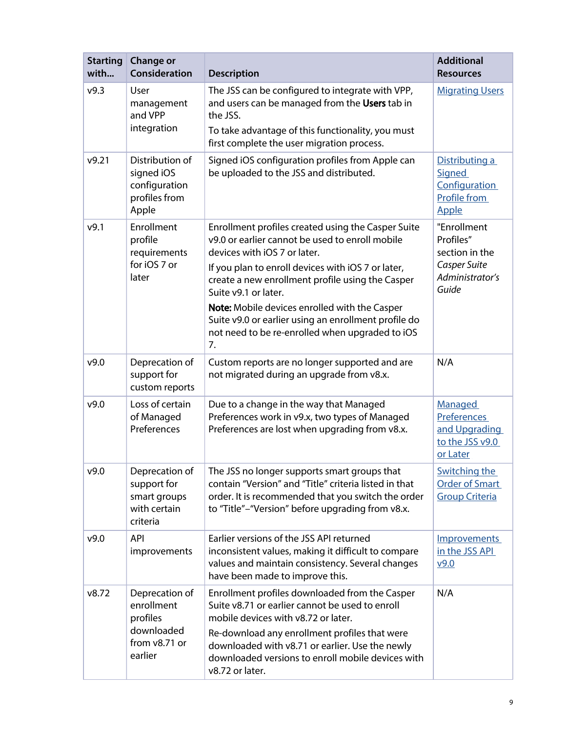| Starting with... | Change or Consideration | Description | Additional Resources |
|---|---|---|---|
| v9.3 | User management and VPP integration | The JSS can be configured to integrate with VPP, and users can be managed from the **Users** tab in the JSS.<br>To take advantage of this functionality, you must first complete the user migration process. | Migrating Users |
| v9.21 | Distribution of signed iOS configuration profiles from Apple | Signed iOS configuration profiles from Apple can be uploaded to the JSS and distributed. | Distributing a Signed Configuration Profile from Apple |
| v9.1 | Enrollment profile requirements for iOS 7 or later | Enrollment profiles created using the Casper Suite v9.0 or earlier cannot be used to enroll mobile devices with iOS 7 or later.<br>If you plan to enroll devices with iOS 7 or later, create a new enrollment profile using the Casper Suite v9.1 or later.<br>**Note:** Mobile devices enrolled with the Casper Suite v9.0 or earlier using an enrollment profile do not need to be re-enrolled when upgraded to iOS 7. | "Enrollment Profiles" section in the *Casper Suite Administrator's Guide* |
| v9.0 | Deprecation of support for custom reports | Custom reports are no longer supported and are not migrated during an upgrade from v8.x. | N/A |
| v9.0 | Loss of certain of Managed Preferences | Due to a change in the way that Managed Preferences work in v9.x, two types of Managed Preferences are lost when upgrading from v8.x. | Managed Preferences and Upgrading to the JSS v9.0 or Later |
| v9.0 | Deprecation of support for smart groups with certain criteria | The JSS no longer supports smart groups that contain "Version" and "Title" criteria listed in that order. It is recommended that you switch the order to "Title"–"Version" before upgrading from v8.x. | Switching the Order of Smart Group Criteria |
| v9.0 | API improvements | Earlier versions of the JSS API returned inconsistent values, making it difficult to compare values and maintain consistency. Several changes have been made to improve this. | Improvements in the JSS API v9.0 |
| v8.72 | Deprecation of enrollment profiles downloaded from v8.71 or earlier | Enrollment profiles downloaded from the Casper Suite v8.71 or earlier cannot be used to enroll mobile devices with v8.72 or later.<br>Re-download any enrollment profiles that were downloaded with v8.71 or earlier. Use the newly downloaded versions to enroll mobile devices with v8.72 or later. | N/A |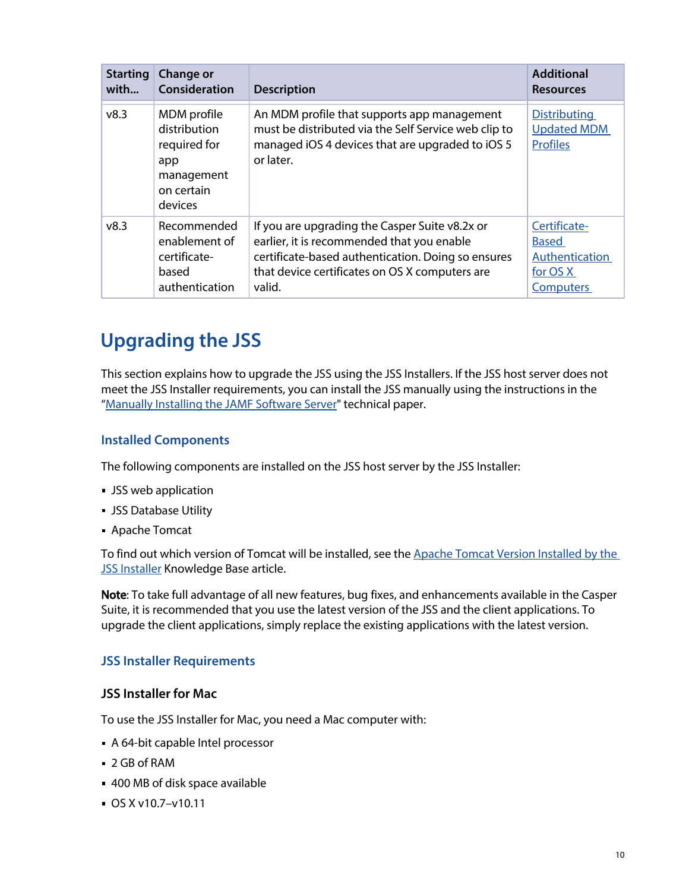| Starting with... | Change or Consideration | Description | Additional Resources |
|---|---|---|---|
| v8.3 | MDM profile distribution required for app management on certain devices | An MDM profile that supports app management must be distributed via the Self Service web clip to managed iOS 4 devices that are upgraded to iOS 5 or later. | [Distributing Updated MDM Profiles]() |
| v8.3 | Recommended enablement of certificate-based authentication | If you are upgrading the Casper Suite v8.2x or earlier, it is recommended that you enable certificate-based authentication. Doing so ensures that device certificates on OS X computers are valid. | [Certificate-Based Authentication for OS X Computers]() |

# Upgrading the JSS

This section explains how to upgrade the JSS using the JSS Installers. If the JSS host server does not meet the JSS Installer requirements, you can install the JSS manually using the instructions in the "[Manually Installing the JAMF Software Server]()" technical paper.

## Installed Components

The following components are installed on the JSS host server by the JSS Installer:

- JSS web application
- JSS Database Utility
- Apache Tomcat

To find out which version of Tomcat will be installed, see the [Apache Tomcat Version Installed by the JSS Installer]() Knowledge Base article.

**Note**: To take full advantage of all new features, bug fixes, and enhancements available in the Casper Suite, it is recommended that you use the latest version of the JSS and the client applications. To upgrade the client applications, simply replace the existing applications with the latest version.

## JSS Installer Requirements

### JSS Installer for Mac

To use the JSS Installer for Mac, you need a Mac computer with:

- A 64-bit capable Intel processor
- 2 GB of RAM
- 400 MB of disk space available
- OS X v10.7–v10.11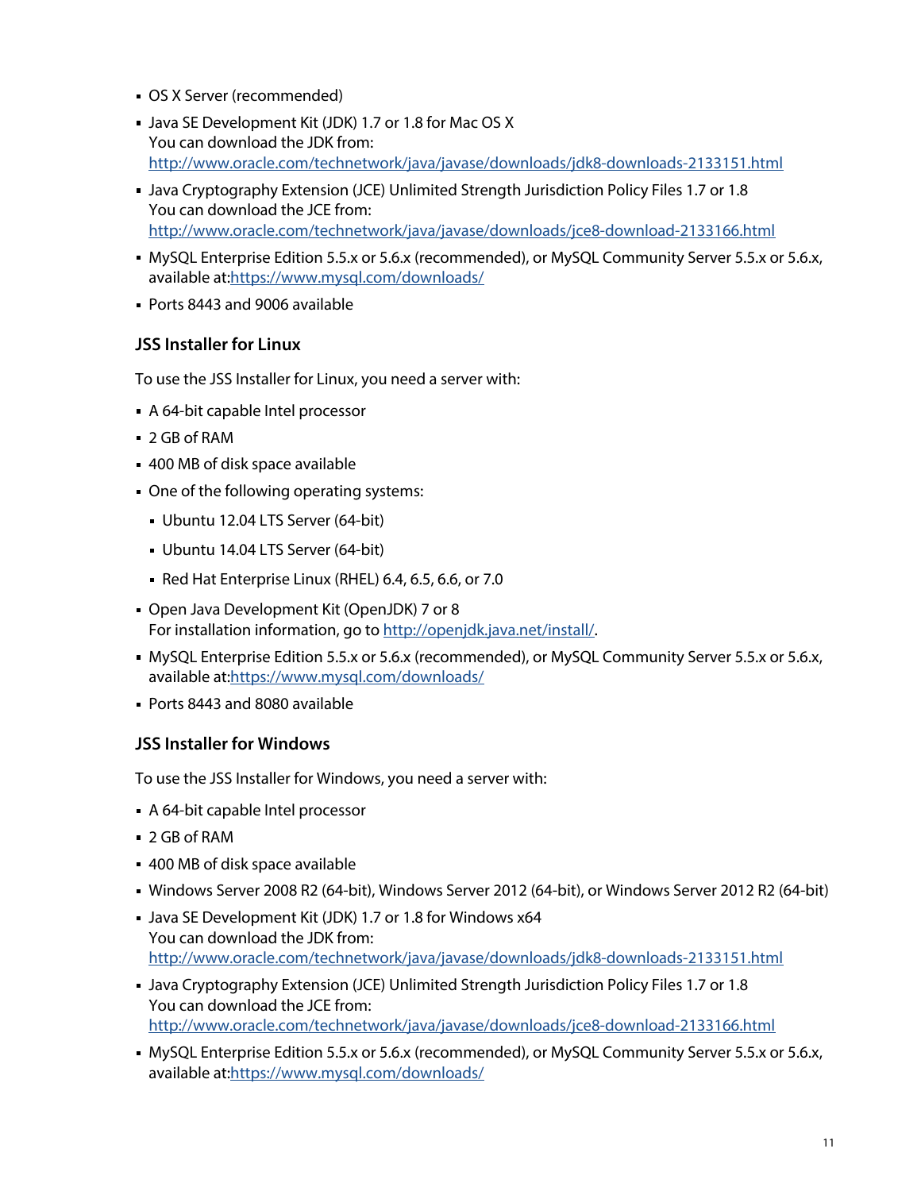- OS X Server (recommended)
- Java SE Development Kit (JDK) 1.7 or 1.8 for Mac OS X
  You can download the JDK from:
  http://www.oracle.com/technetwork/java/javase/downloads/jdk8-downloads-2133151.html
- Java Cryptography Extension (JCE) Unlimited Strength Jurisdiction Policy Files 1.7 or 1.8
  You can download the JCE from:
  http://www.oracle.com/technetwork/java/javase/downloads/jce8-download-2133166.html
- MySQL Enterprise Edition 5.5.x or 5.6.x (recommended), or MySQL Community Server 5.5.x or 5.6.x, available at:https://www.mysql.com/downloads/
- Ports 8443 and 9006 available

### JSS Installer for Linux

To use the JSS Installer for Linux, you need a server with:

- A 64-bit capable Intel processor
- 2 GB of RAM
- 400 MB of disk space available
- One of the following operating systems:
  - Ubuntu 12.04 LTS Server (64-bit)
  - Ubuntu 14.04 LTS Server (64-bit)
  - Red Hat Enterprise Linux (RHEL) 6.4, 6.5, 6.6, or 7.0
- Open Java Development Kit (OpenJDK) 7 or 8
  For installation information, go to http://openjdk.java.net/install/.
- MySQL Enterprise Edition 5.5.x or 5.6.x (recommended), or MySQL Community Server 5.5.x or 5.6.x, available at:https://www.mysql.com/downloads/
- Ports 8443 and 8080 available

### JSS Installer for Windows

To use the JSS Installer for Windows, you need a server with:

- A 64-bit capable Intel processor
- 2 GB of RAM
- 400 MB of disk space available
- Windows Server 2008 R2 (64-bit), Windows Server 2012 (64-bit), or Windows Server 2012 R2 (64-bit)
- Java SE Development Kit (JDK) 1.7 or 1.8 for Windows x64
  You can download the JDK from:
  http://www.oracle.com/technetwork/java/javase/downloads/jdk8-downloads-2133151.html
- Java Cryptography Extension (JCE) Unlimited Strength Jurisdiction Policy Files 1.7 or 1.8
  You can download the JCE from:
  http://www.oracle.com/technetwork/java/javase/downloads/jce8-download-2133166.html
- MySQL Enterprise Edition 5.5.x or 5.6.x (recommended), or MySQL Community Server 5.5.x or 5.6.x, available at:https://www.mysql.com/downloads/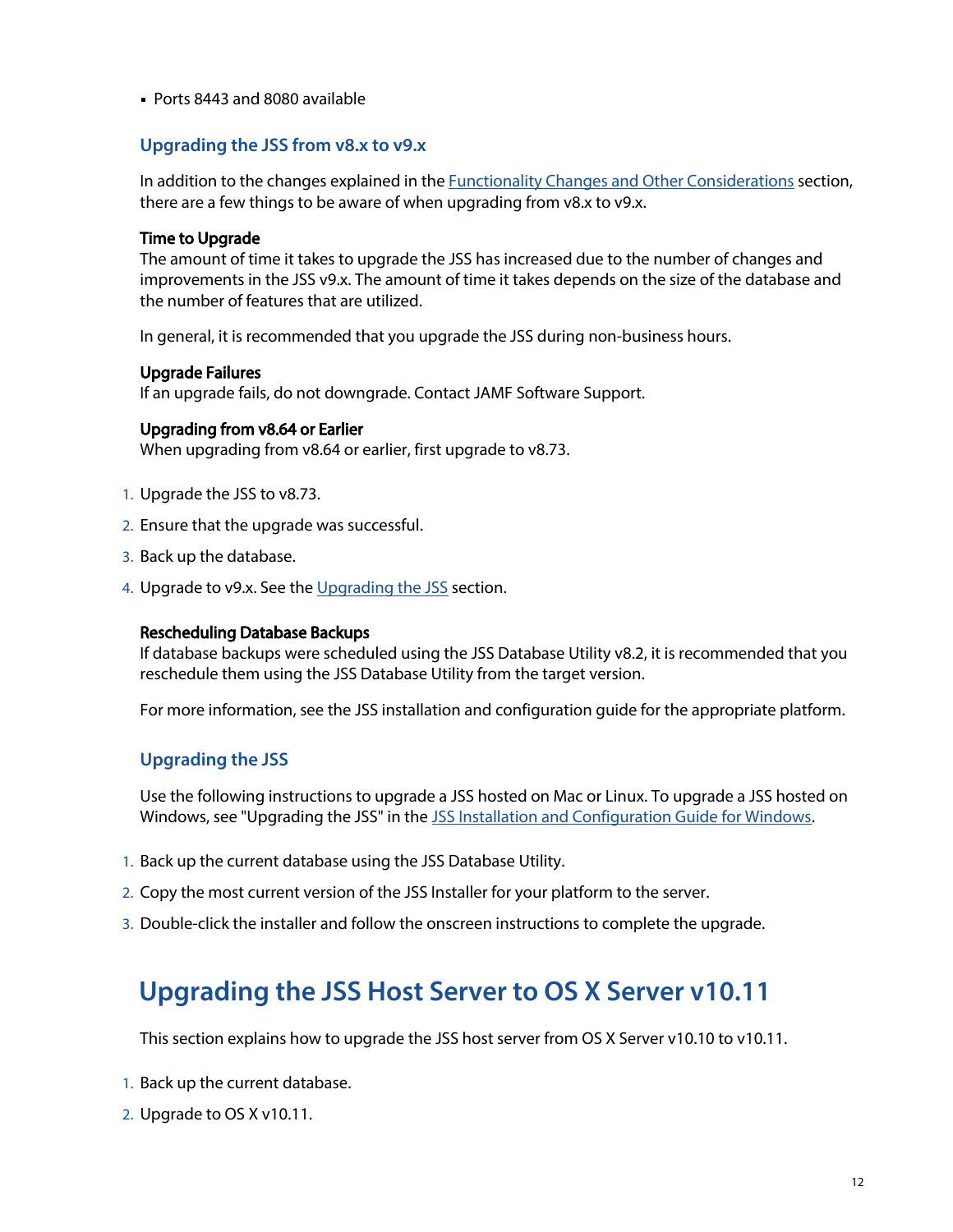- Ports 8443 and 8080 available

### Upgrading the JSS from v8.x to v9.x

In addition to the changes explained in the Functionality Changes and Other Considerations section, there are a few things to be aware of when upgrading from v8.x to v9.x.

**Time to Upgrade**
The amount of time it takes to upgrade the JSS has increased due to the number of changes and improvements in the JSS v9.x. The amount of time it takes depends on the size of the database and the number of features that are utilized.

In general, it is recommended that you upgrade the JSS during non-business hours.

**Upgrade Failures**
If an upgrade fails, do not downgrade. Contact JAMF Software Support.

**Upgrading from v8.64 or Earlier**
When upgrading from v8.64 or earlier, first upgrade to v8.73.

1. Upgrade the JSS to v8.73.
2. Ensure that the upgrade was successful.
3. Back up the database.
4. Upgrade to v9.x. See the Upgrading the JSS section.

**Rescheduling Database Backups**
If database backups were scheduled using the JSS Database Utility v8.2, it is recommended that you reschedule them using the JSS Database Utility from the target version.

For more information, see the JSS installation and configuration guide for the appropriate platform.

### Upgrading the JSS

Use the following instructions to upgrade a JSS hosted on Mac or Linux. To upgrade a JSS hosted on Windows, see "Upgrading the JSS" in the JSS Installation and Configuration Guide for Windows.

1. Back up the current database using the JSS Database Utility.
2. Copy the most current version of the JSS Installer for your platform to the server.
3. Double-click the installer and follow the onscreen instructions to complete the upgrade.

## Upgrading the JSS Host Server to OS X Server v10.11

This section explains how to upgrade the JSS host server from OS X Server v10.10 to v10.11.

1. Back up the current database.
2. Upgrade to OS X v10.11.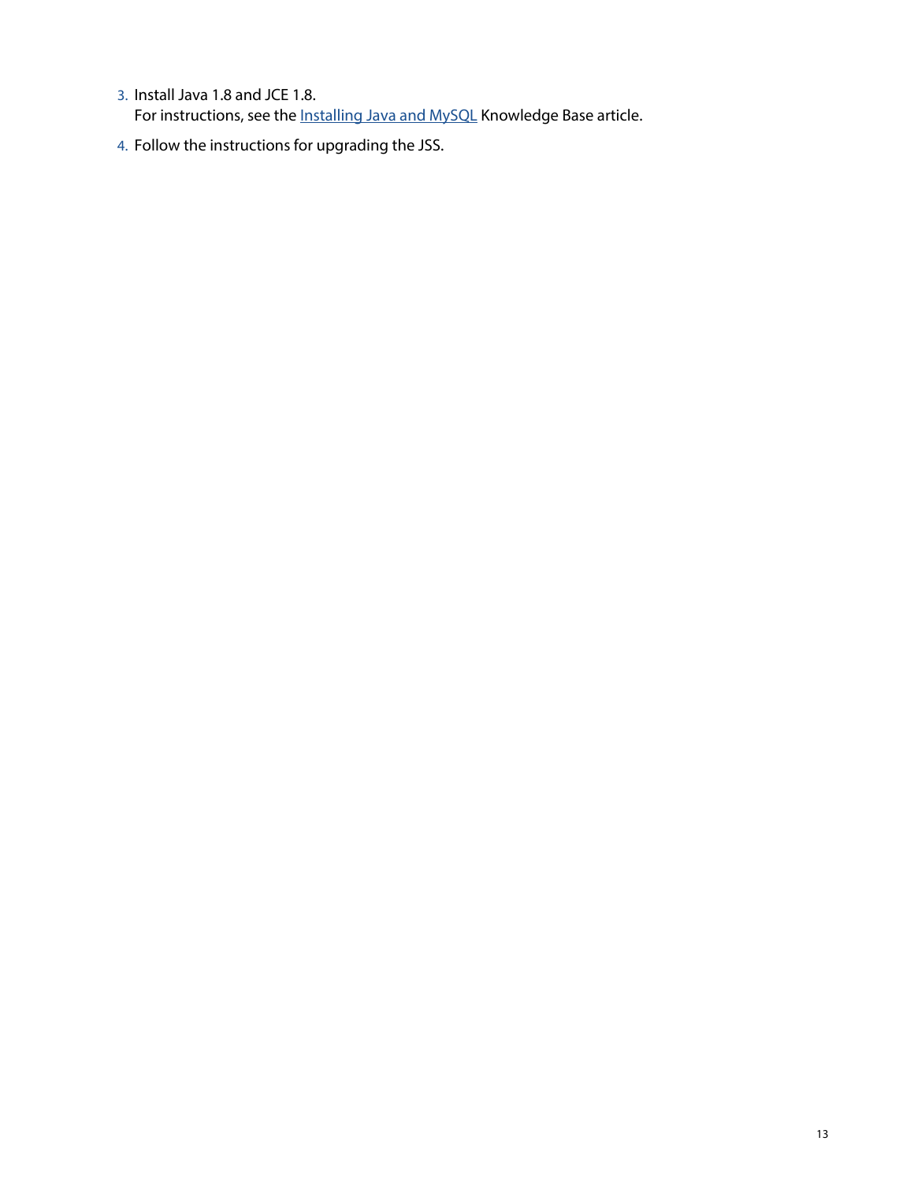3. Install Java 1.8 and JCE 1.8.
   For instructions, see the Installing Java and MySQL Knowledge Base article.
4. Follow the instructions for upgrading the JSS.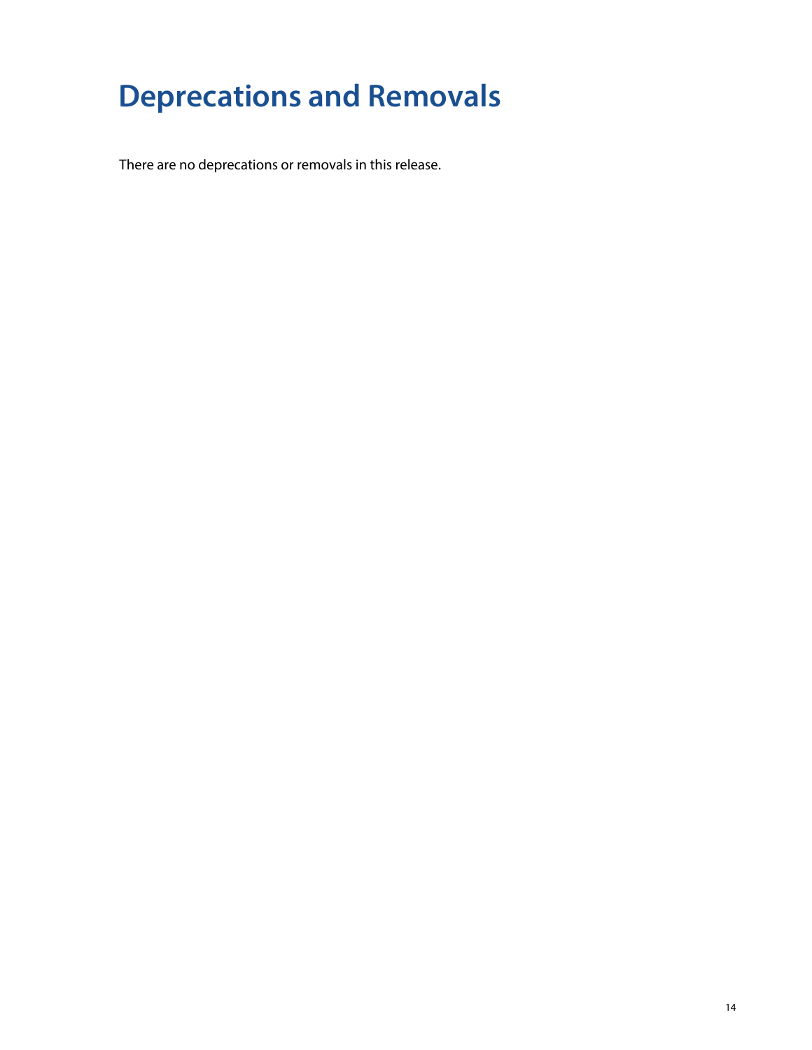# Deprecations and Removals

There are no deprecations or removals in this release.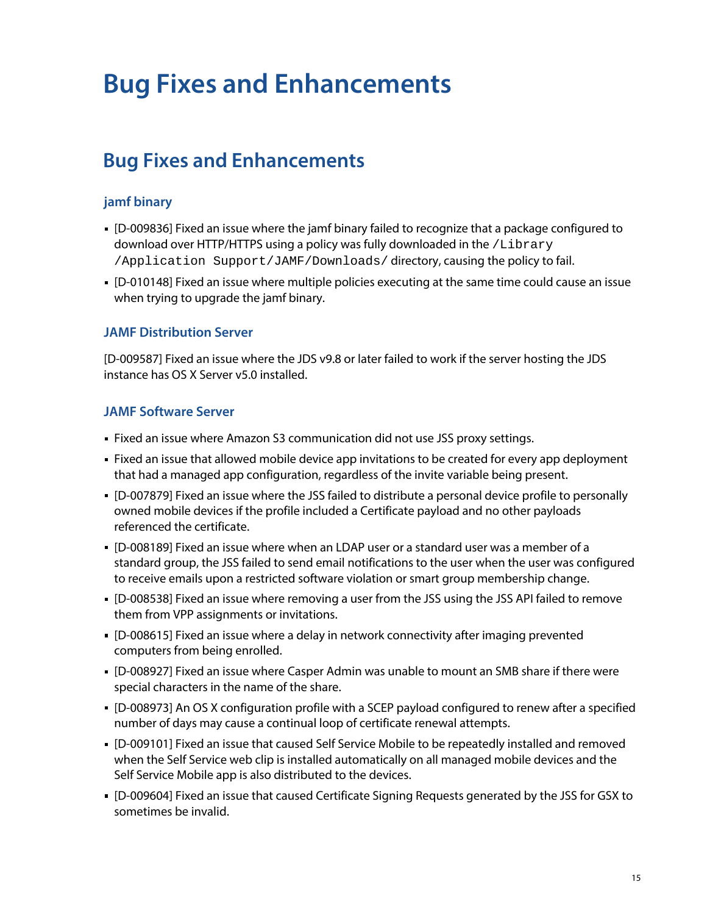# Bug Fixes and Enhancements

## Bug Fixes and Enhancements

### jamf binary

- [D-009836] Fixed an issue where the jamf binary failed to recognize that a package configured to download over HTTP/HTTPS using a policy was fully downloaded in the `/Library /Application Support/JAMF/Downloads/` directory, causing the policy to fail.
- [D-010148] Fixed an issue where multiple policies executing at the same time could cause an issue when trying to upgrade the jamf binary.

### JAMF Distribution Server

[D-009587] Fixed an issue where the JDS v9.8 or later failed to work if the server hosting the JDS instance has OS X Server v5.0 installed.

### JAMF Software Server

- Fixed an issue where Amazon S3 communication did not use JSS proxy settings.
- Fixed an issue that allowed mobile device app invitations to be created for every app deployment that had a managed app configuration, regardless of the invite variable being present.
- [D-007879] Fixed an issue where the JSS failed to distribute a personal device profile to personally owned mobile devices if the profile included a Certificate payload and no other payloads referenced the certificate.
- [D-008189] Fixed an issue where when an LDAP user or a standard user was a member of a standard group, the JSS failed to send email notifications to the user when the user was configured to receive emails upon a restricted software violation or smart group membership change.
- [D-008538] Fixed an issue where removing a user from the JSS using the JSS API failed to remove them from VPP assignments or invitations.
- [D-008615] Fixed an issue where a delay in network connectivity after imaging prevented computers from being enrolled.
- [D-008927] Fixed an issue where Casper Admin was unable to mount an SMB share if there were special characters in the name of the share.
- [D-008973] An OS X configuration profile with a SCEP payload configured to renew after a specified number of days may cause a continual loop of certificate renewal attempts.
- [D-009101] Fixed an issue that caused Self Service Mobile to be repeatedly installed and removed when the Self Service web clip is installed automatically on all managed mobile devices and the Self Service Mobile app is also distributed to the devices.
- [D-009604] Fixed an issue that caused Certificate Signing Requests generated by the JSS for GSX to sometimes be invalid.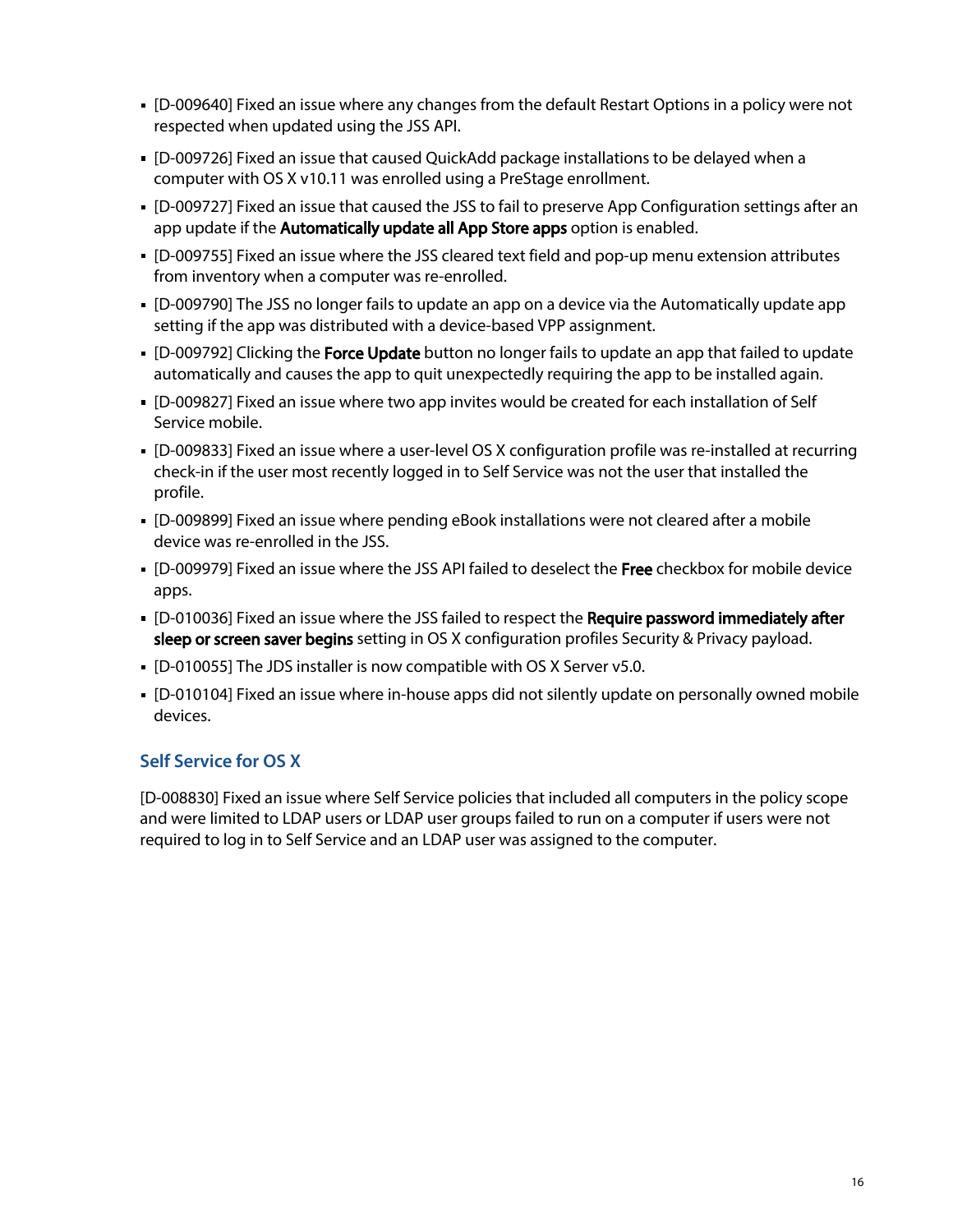- [D-009640] Fixed an issue where any changes from the default Restart Options in a policy were not respected when updated using the JSS API.
- [D-009726] Fixed an issue that caused QuickAdd package installations to be delayed when a computer with OS X v10.11 was enrolled using a PreStage enrollment.
- [D-009727] Fixed an issue that caused the JSS to fail to preserve App Configuration settings after an app update if the **Automatically update all App Store apps** option is enabled.
- [D-009755] Fixed an issue where the JSS cleared text field and pop-up menu extension attributes from inventory when a computer was re-enrolled.
- [D-009790] The JSS no longer fails to update an app on a device via the Automatically update app setting if the app was distributed with a device-based VPP assignment.
- [D-009792] Clicking the **Force Update** button no longer fails to update an app that failed to update automatically and causes the app to quit unexpectedly requiring the app to be installed again.
- [D-009827] Fixed an issue where two app invites would be created for each installation of Self Service mobile.
- [D-009833] Fixed an issue where a user-level OS X configuration profile was re-installed at recurring check-in if the user most recently logged in to Self Service was not the user that installed the profile.
- [D-009899] Fixed an issue where pending eBook installations were not cleared after a mobile device was re-enrolled in the JSS.
- [D-009979] Fixed an issue where the JSS API failed to deselect the **Free** checkbox for mobile device apps.
- [D-010036] Fixed an issue where the JSS failed to respect the **Require password immediately after sleep or screen saver begins** setting in OS X configuration profiles Security & Privacy payload.
- [D-010055] The JDS installer is now compatible with OS X Server v5.0.
- [D-010104] Fixed an issue where in-house apps did not silently update on personally owned mobile devices.

### Self Service for OS X

[D-008830] Fixed an issue where Self Service policies that included all computers in the policy scope and were limited to LDAP users or LDAP user groups failed to run on a computer if users were not required to log in to Self Service and an LDAP user was assigned to the computer.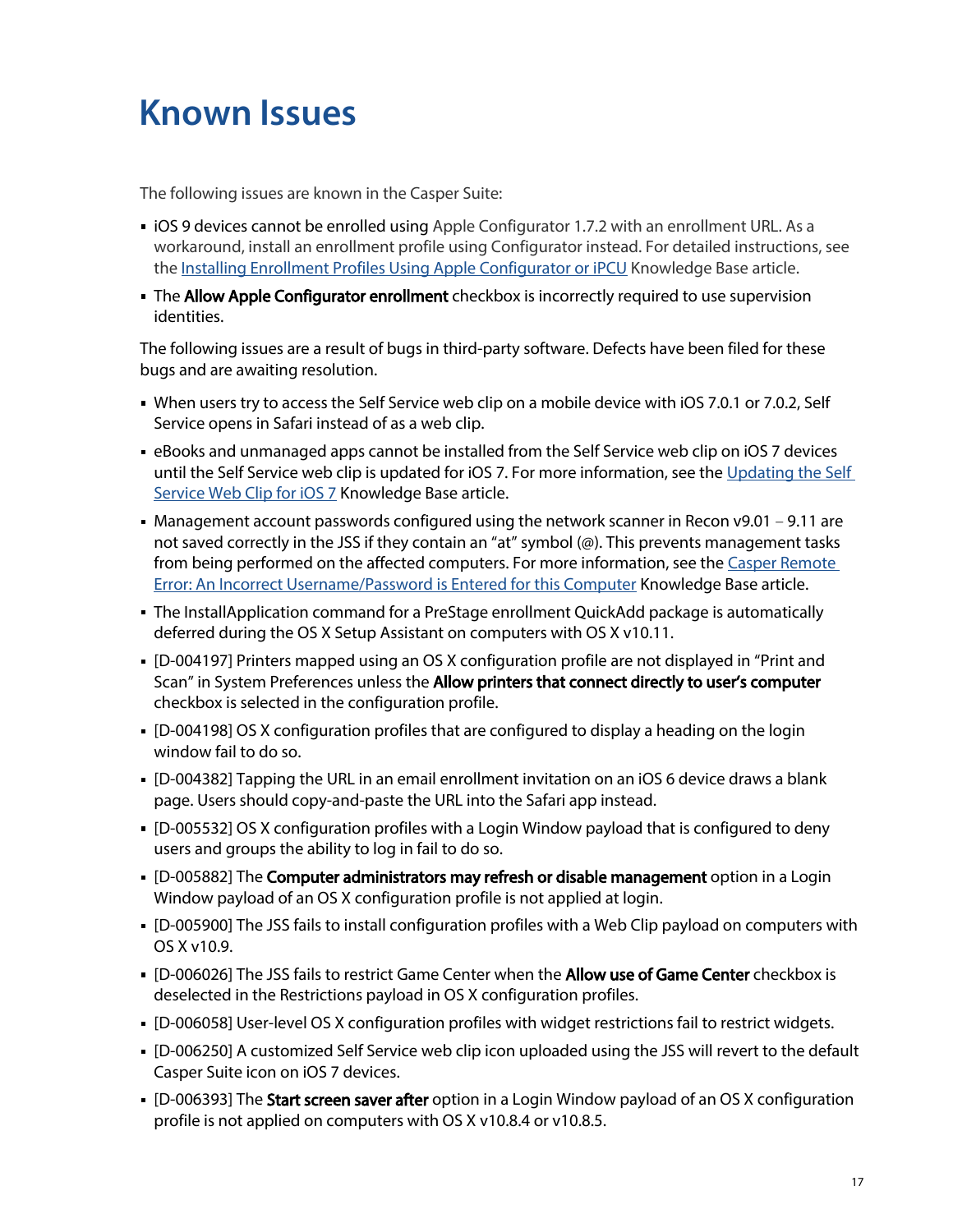# Known Issues

The following issues are known in the Casper Suite:

- iOS 9 devices cannot be enrolled using Apple Configurator 1.7.2 with an enrollment URL. As a workaround, install an enrollment profile using Configurator instead. For detailed instructions, see the Installing Enrollment Profiles Using Apple Configurator or iPCU Knowledge Base article.
- The **Allow Apple Configurator enrollment** checkbox is incorrectly required to use supervision identities.

The following issues are a result of bugs in third-party software. Defects have been filed for these bugs and are awaiting resolution.

- When users try to access the Self Service web clip on a mobile device with iOS 7.0.1 or 7.0.2, Self Service opens in Safari instead of as a web clip.
- eBooks and unmanaged apps cannot be installed from the Self Service web clip on iOS 7 devices until the Self Service web clip is updated for iOS 7. For more information, see the Updating the Self Service Web Clip for iOS 7 Knowledge Base article.
- Management account passwords configured using the network scanner in Recon v9.01 – 9.11 are not saved correctly in the JSS if they contain an "at" symbol (@). This prevents management tasks from being performed on the affected computers. For more information, see the Casper Remote Error: An Incorrect Username/Password is Entered for this Computer Knowledge Base article.
- The InstallApplication command for a PreStage enrollment QuickAdd package is automatically deferred during the OS X Setup Assistant on computers with OS X v10.11.
- [D-004197] Printers mapped using an OS X configuration profile are not displayed in "Print and Scan" in System Preferences unless the **Allow printers that connect directly to user's computer** checkbox is selected in the configuration profile.
- [D-004198] OS X configuration profiles that are configured to display a heading on the login window fail to do so.
- [D-004382] Tapping the URL in an email enrollment invitation on an iOS 6 device draws a blank page. Users should copy-and-paste the URL into the Safari app instead.
- [D-005532] OS X configuration profiles with a Login Window payload that is configured to deny users and groups the ability to log in fail to do so.
- [D-005882] The **Computer administrators may refresh or disable management** option in a Login Window payload of an OS X configuration profile is not applied at login.
- [D-005900] The JSS fails to install configuration profiles with a Web Clip payload on computers with OS X v10.9.
- [D-006026] The JSS fails to restrict Game Center when the **Allow use of Game Center** checkbox is deselected in the Restrictions payload in OS X configuration profiles.
- [D-006058] User-level OS X configuration profiles with widget restrictions fail to restrict widgets.
- [D-006250] A customized Self Service web clip icon uploaded using the JSS will revert to the default Casper Suite icon on iOS 7 devices.
- [D-006393] The **Start screen saver after** option in a Login Window payload of an OS X configuration profile is not applied on computers with OS X v10.8.4 or v10.8.5.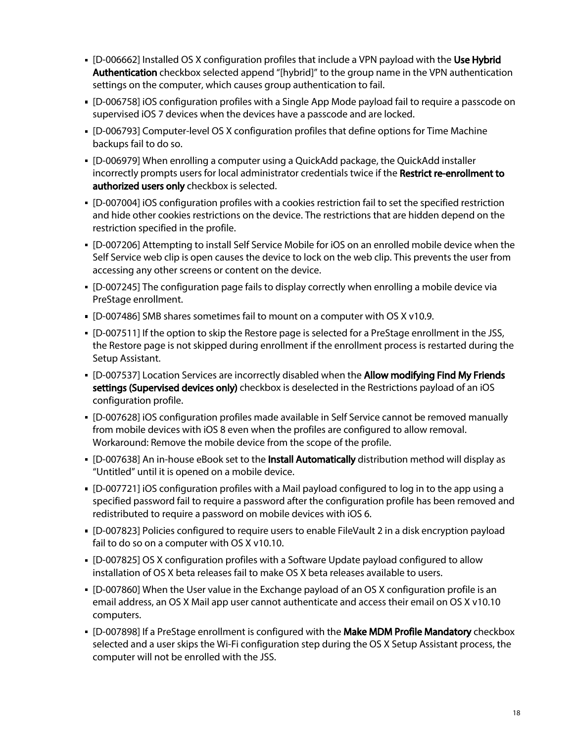- [D-006662] Installed OS X configuration profiles that include a VPN payload with the **Use Hybrid Authentication** checkbox selected append "[hybrid]" to the group name in the VPN authentication settings on the computer, which causes group authentication to fail.
- [D-006758] iOS configuration profiles with a Single App Mode payload fail to require a passcode on supervised iOS 7 devices when the devices have a passcode and are locked.
- [D-006793] Computer-level OS X configuration profiles that define options for Time Machine backups fail to do so.
- [D-006979] When enrolling a computer using a QuickAdd package, the QuickAdd installer incorrectly prompts users for local administrator credentials twice if the **Restrict re-enrollment to authorized users only** checkbox is selected.
- [D-007004] iOS configuration profiles with a cookies restriction fail to set the specified restriction and hide other cookies restrictions on the device. The restrictions that are hidden depend on the restriction specified in the profile.
- [D-007206] Attempting to install Self Service Mobile for iOS on an enrolled mobile device when the Self Service web clip is open causes the device to lock on the web clip. This prevents the user from accessing any other screens or content on the device.
- [D-007245] The configuration page fails to display correctly when enrolling a mobile device via PreStage enrollment.
- [D-007486] SMB shares sometimes fail to mount on a computer with OS X v10.9.
- [D-007511] If the option to skip the Restore page is selected for a PreStage enrollment in the JSS, the Restore page is not skipped during enrollment if the enrollment process is restarted during the Setup Assistant.
- [D-007537] Location Services are incorrectly disabled when the **Allow modifying Find My Friends settings (Supervised devices only)** checkbox is deselected in the Restrictions payload of an iOS configuration profile.
- [D-007628] iOS configuration profiles made available in Self Service cannot be removed manually from mobile devices with iOS 8 even when the profiles are configured to allow removal. Workaround: Remove the mobile device from the scope of the profile.
- [D-007638] An in-house eBook set to the **Install Automatically** distribution method will display as "Untitled" until it is opened on a mobile device.
- [D-007721] iOS configuration profiles with a Mail payload configured to log in to the app using a specified password fail to require a password after the configuration profile has been removed and redistributed to require a password on mobile devices with iOS 6.
- [D-007823] Policies configured to require users to enable FileVault 2 in a disk encryption payload fail to do so on a computer with OS X v10.10.
- [D-007825] OS X configuration profiles with a Software Update payload configured to allow installation of OS X beta releases fail to make OS X beta releases available to users.
- [D-007860] When the User value in the Exchange payload of an OS X configuration profile is an email address, an OS X Mail app user cannot authenticate and access their email on OS X v10.10 computers.
- [D-007898] If a PreStage enrollment is configured with the **Make MDM Profile Mandatory** checkbox selected and a user skips the Wi-Fi configuration step during the OS X Setup Assistant process, the computer will not be enrolled with the JSS.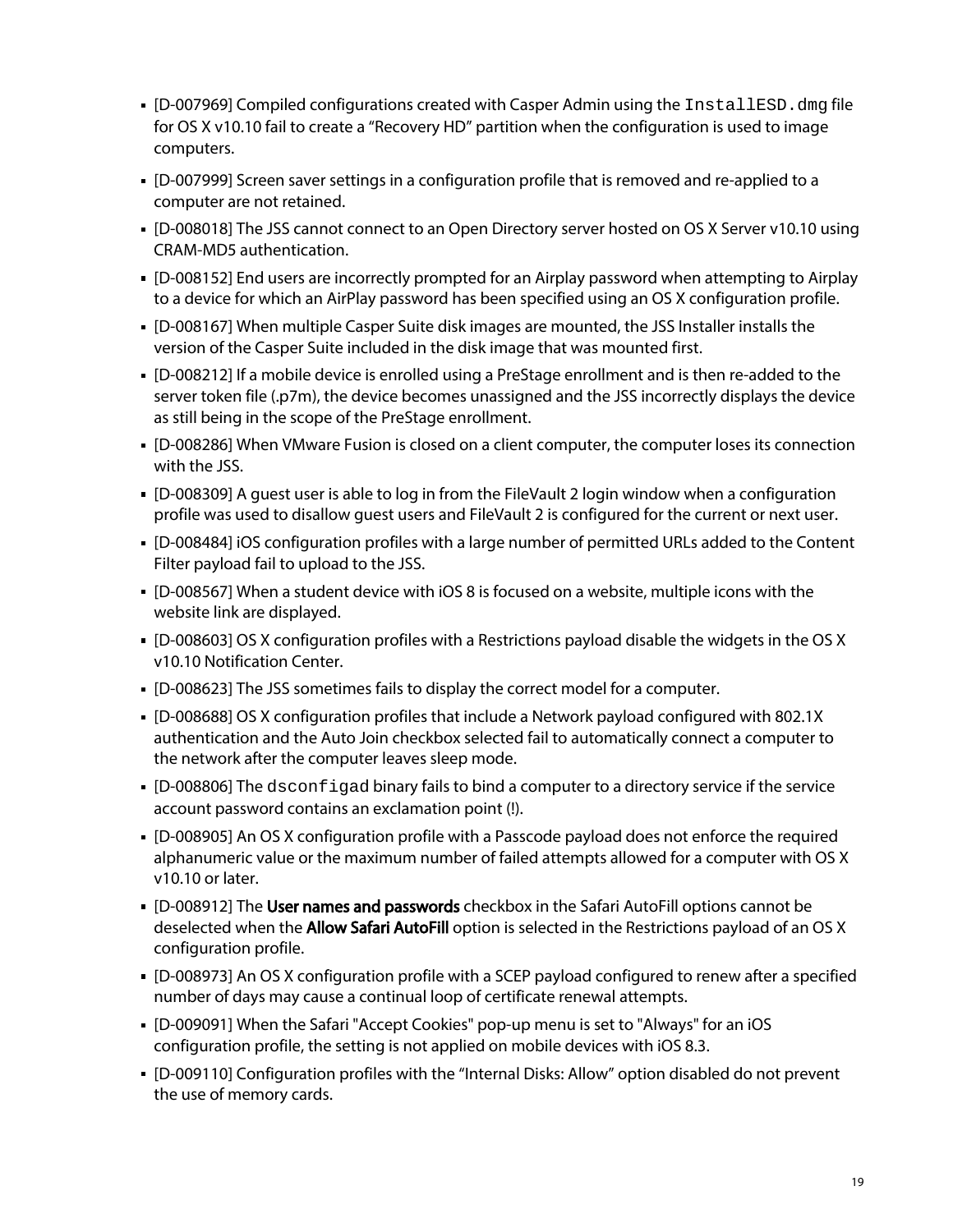- [D-007969] Compiled configurations created with Casper Admin using the `InstallESD.dmg` file for OS X v10.10 fail to create a “Recovery HD” partition when the configuration is used to image computers.
- [D-007999] Screen saver settings in a configuration profile that is removed and re-applied to a computer are not retained.
- [D-008018] The JSS cannot connect to an Open Directory server hosted on OS X Server v10.10 using CRAM-MD5 authentication.
- [D-008152] End users are incorrectly prompted for an Airplay password when attempting to Airplay to a device for which an AirPlay password has been specified using an OS X configuration profile.
- [D-008167] When multiple Casper Suite disk images are mounted, the JSS Installer installs the version of the Casper Suite included in the disk image that was mounted first.
- [D-008212] If a mobile device is enrolled using a PreStage enrollment and is then re-added to the server token file (.p7m), the device becomes unassigned and the JSS incorrectly displays the device as still being in the scope of the PreStage enrollment.
- [D-008286] When VMware Fusion is closed on a client computer, the computer loses its connection with the JSS.
- [D-008309] A guest user is able to log in from the FileVault 2 login window when a configuration profile was used to disallow guest users and FileVault 2 is configured for the current or next user.
- [D-008484] iOS configuration profiles with a large number of permitted URLs added to the Content Filter payload fail to upload to the JSS.
- [D-008567] When a student device with iOS 8 is focused on a website, multiple icons with the website link are displayed.
- [D-008603] OS X configuration profiles with a Restrictions payload disable the widgets in the OS X v10.10 Notification Center.
- [D-008623] The JSS sometimes fails to display the correct model for a computer.
- [D-008688] OS X configuration profiles that include a Network payload configured with 802.1X authentication and the Auto Join checkbox selected fail to automatically connect a computer to the network after the computer leaves sleep mode.
- [D-008806] The `dsconfigad` binary fails to bind a computer to a directory service if the service account password contains an exclamation point (!).
- [D-008905] An OS X configuration profile with a Passcode payload does not enforce the required alphanumeric value or the maximum number of failed attempts allowed for a computer with OS X v10.10 or later.
- [D-008912] The **User names and passwords** checkbox in the Safari AutoFill options cannot be deselected when the **Allow Safari AutoFill** option is selected in the Restrictions payload of an OS X configuration profile.
- [D-008973] An OS X configuration profile with a SCEP payload configured to renew after a specified number of days may cause a continual loop of certificate renewal attempts.
- [D-009091] When the Safari "Accept Cookies" pop-up menu is set to "Always" for an iOS configuration profile, the setting is not applied on mobile devices with iOS 8.3.
- [D-009110] Configuration profiles with the “Internal Disks: Allow” option disabled do not prevent the use of memory cards.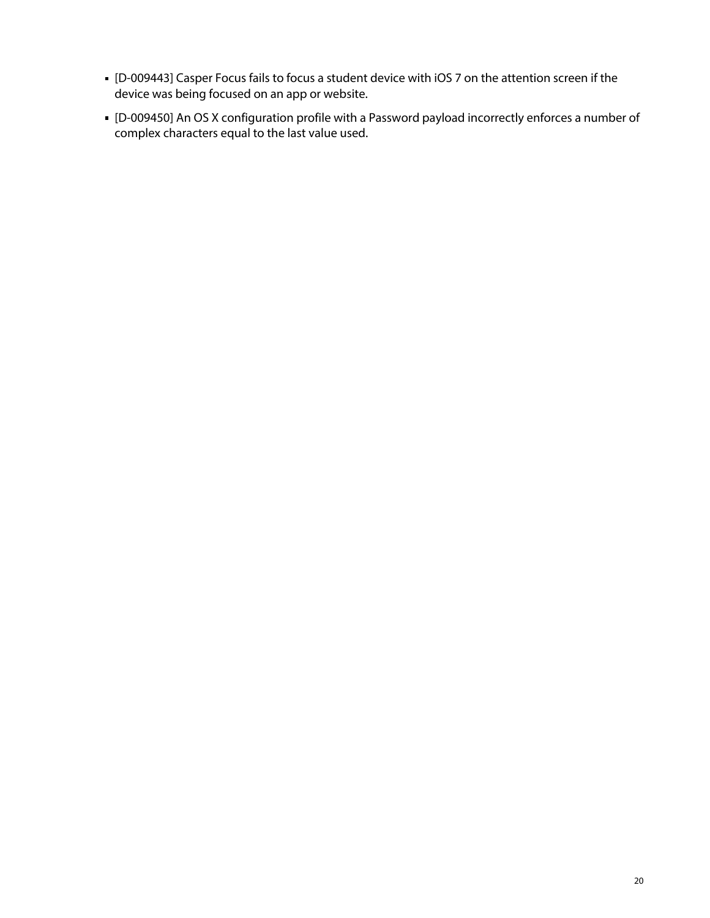- [D-009443] Casper Focus fails to focus a student device with iOS 7 on the attention screen if the device was being focused on an app or website.
- [D-009450] An OS X configuration profile with a Password payload incorrectly enforces a number of complex characters equal to the last value used.